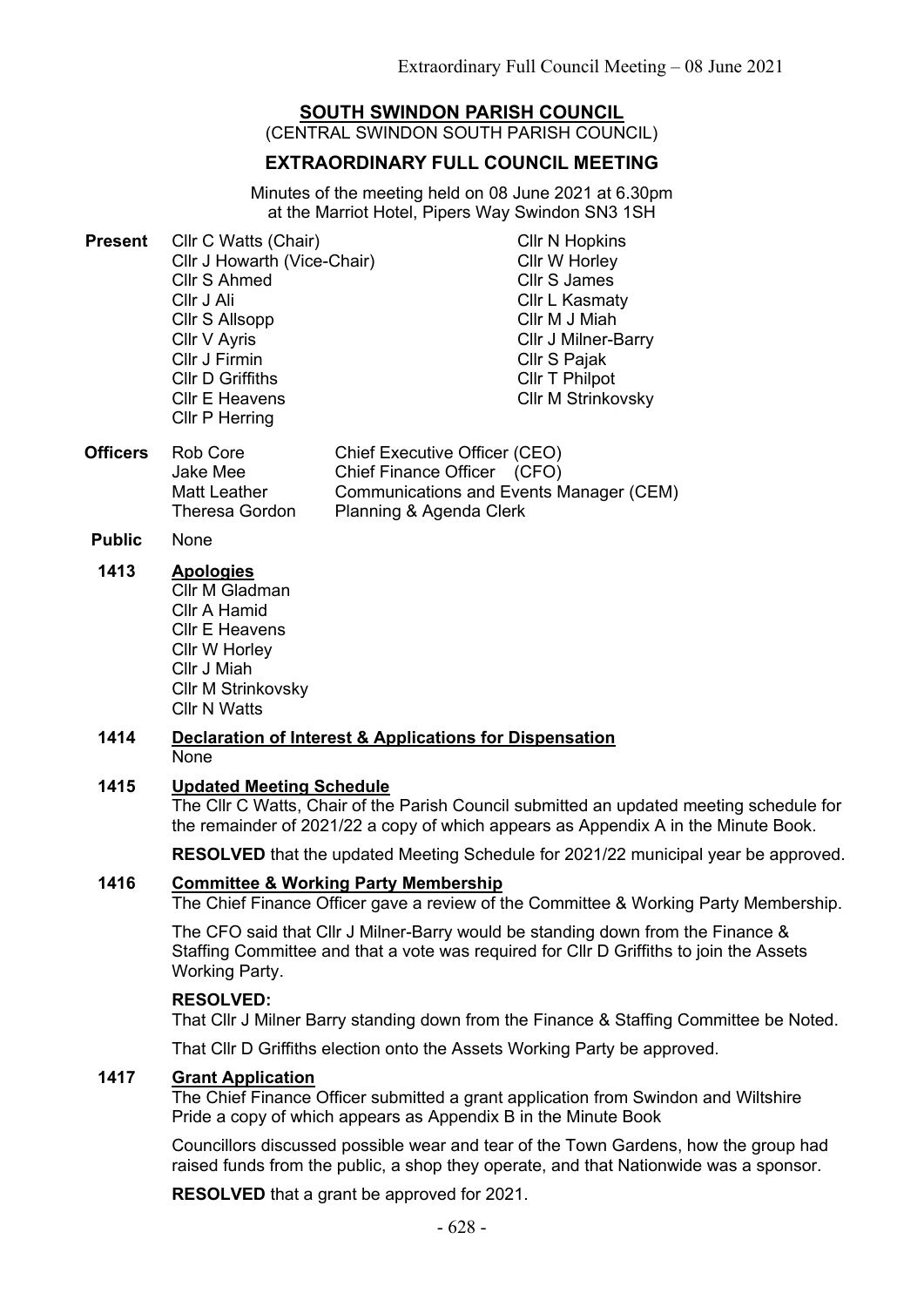# SOUTH SWINDON PARISH COUNCIL

(CENTRAL SWINDON SOUTH PARISH COUNCIL)

## EXTRAORDINARY FULL COUNCIL MEETING

Minutes of the meeting held on 08 June 2021 at 6.30pm
at the Marriot Hotel, Pipers Way Swindon SN3 1SH

**Present**

Cllr C Watts (Chair)
Cllr J Howarth (Vice-Chair)
Cllr S Ahmed
Cllr J Ali
Cllr S Allsopp
Cllr V Ayris
Cllr J Firmin
Cllr D Griffiths
Cllr E Heavens
Cllr P Herring
Cllr N Hopkins
Cllr W Horley
Cllr S James
Cllr L Kasmaty
Cllr M J Miah
Cllr J Milner-Barry
Cllr S Pajak
Cllr T Philpot
Cllr M Strinkovsky

**Officers**

| | |
|---|---|
| Rob Core | Chief Executive Officer (CEO) |
| Jake Mee | Chief Finance Officer (CFO) |
| Matt Leather | Communications and Events Manager (CEM) |
| Theresa Gordon | Planning & Agenda Clerk |

**Public** None

**1413 Apologies**

Cllr M Gladman
Cllr A Hamid
Cllr E Heavens
Cllr W Horley
Cllr J Miah
Cllr M Strinkovsky
Cllr N Watts

**1414 Declaration of Interest & Applications for Dispensation**

None

**1415 Updated Meeting Schedule**

The Cllr C Watts, Chair of the Parish Council submitted an updated meeting schedule for the remainder of 2021/22 a copy of which appears as Appendix A in the Minute Book.

**RESOLVED** that the updated Meeting Schedule for 2021/22 municipal year be approved.

**1416 Committee & Working Party Membership**

The Chief Finance Officer gave a review of the Committee & Working Party Membership.

The CFO said that Cllr J Milner-Barry would be standing down from the Finance & Staffing Committee and that a vote was required for Cllr D Griffiths to join the Assets Working Party.

**RESOLVED:**

That Cllr J Milner Barry standing down from the Finance & Staffing Committee be Noted.

That Cllr D Griffiths election onto the Assets Working Party be approved.

**1417 Grant Application**

The Chief Finance Officer submitted a grant application from Swindon and Wiltshire Pride a copy of which appears as Appendix B in the Minute Book

Councillors discussed possible wear and tear of the Town Gardens, how the group had raised funds from the public, a shop they operate, and that Nationwide was a sponsor.

**RESOLVED** that a grant be approved for 2021.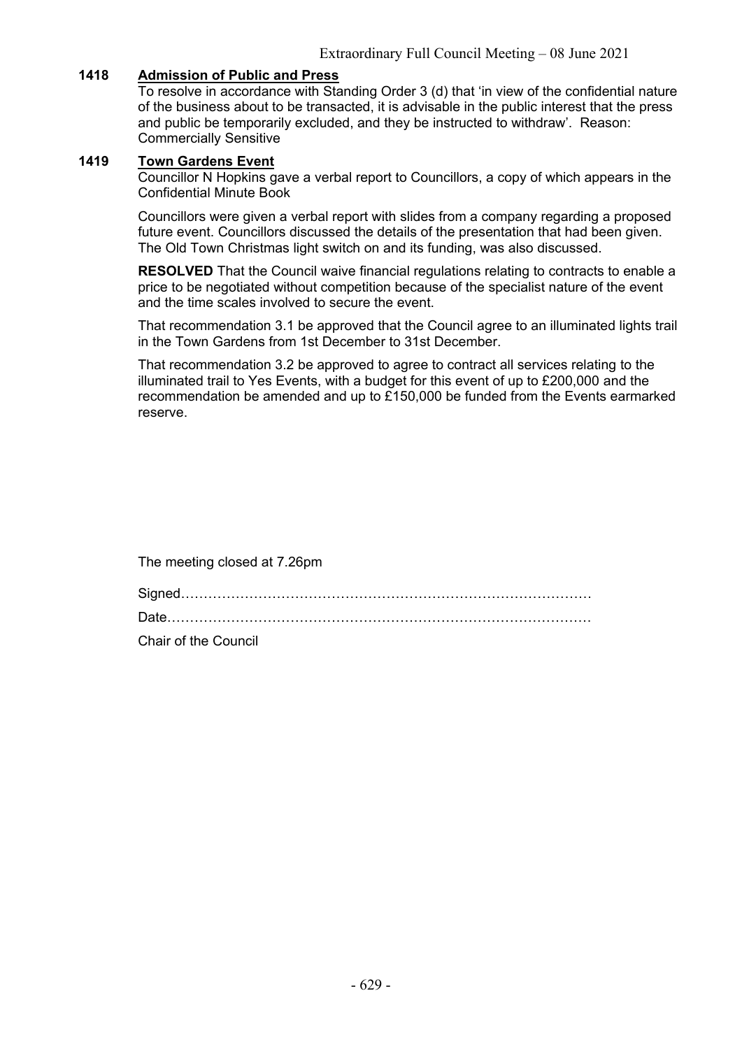**1418 Admission of Public and Press**

To resolve in accordance with Standing Order 3 (d) that 'in view of the confidential nature of the business about to be transacted, it is advisable in the public interest that the press and public be temporarily excluded, and they be instructed to withdraw'. Reason: Commercially Sensitive

**1419 Town Gardens Event**

Councillor N Hopkins gave a verbal report to Councillors, a copy of which appears in the Confidential Minute Book

Councillors were given a verbal report with slides from a company regarding a proposed future event. Councillors discussed the details of the presentation that had been given. The Old Town Christmas light switch on and its funding, was also discussed.

**RESOLVED** That the Council waive financial regulations relating to contracts to enable a price to be negotiated without competition because of the specialist nature of the event and the time scales involved to secure the event.

That recommendation 3.1 be approved that the Council agree to an illuminated lights trail in the Town Gardens from 1st December to 31st December.

That recommendation 3.2 be approved to agree to contract all services relating to the illuminated trail to Yes Events, with a budget for this event of up to £200,000 and the recommendation be amended and up to £150,000 be funded from the Events earmarked reserve.

The meeting closed at 7.26pm

Signed………………………………………………………………………………

Date…………………………………………………………………………………

Chair of the Council